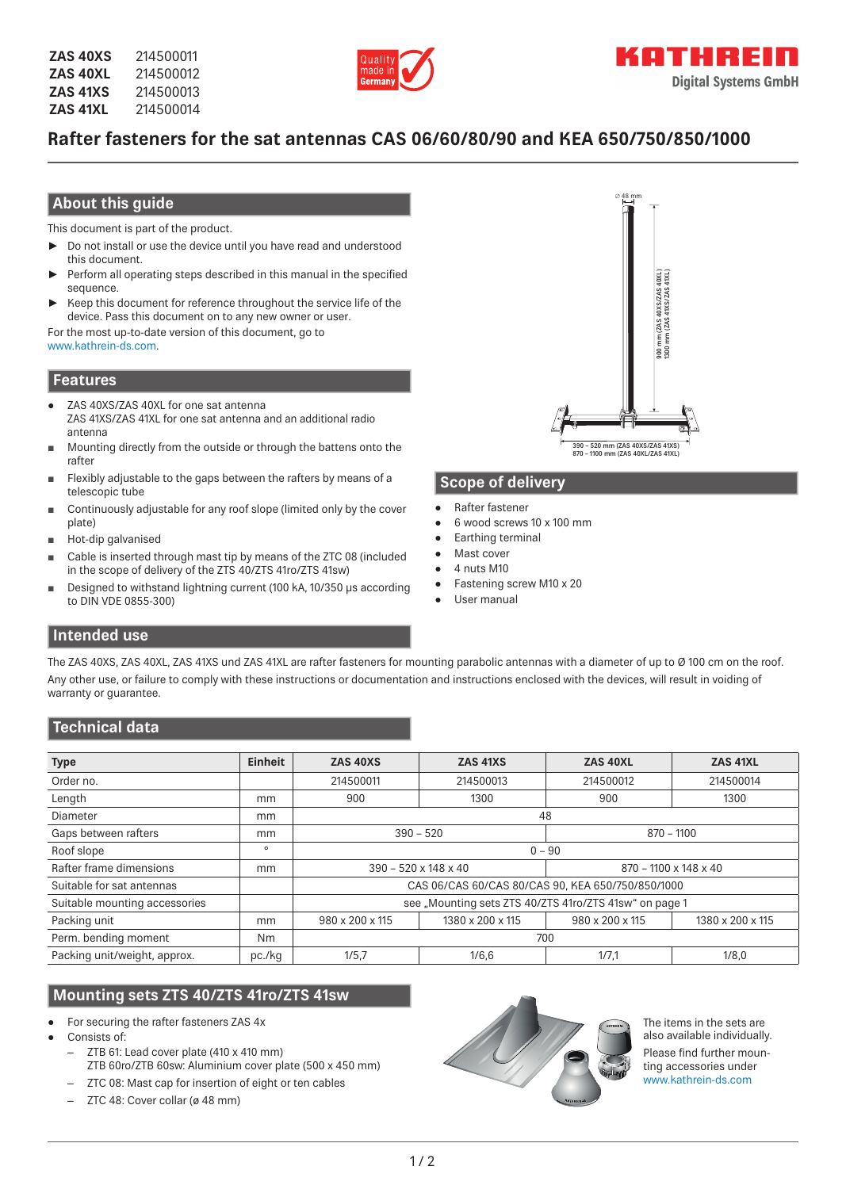**ZAS 40XS** 214500011
**ZAS 40XL** 214500012
**ZAS 41XS** 214500013
**ZAS 41XL** 214500014

Quality made in Germany

KATHREIN Digital Systems GmbH

# Rafter fasteners for the sat antennas CAS 06/60/80/90 and KEA 650/750/850/1000

## About this guide

This document is part of the product.

- ► Do not install or use the device until you have read and understood this document.
- ► Perform all operating steps described in this manual in the specified sequence.
- ► Keep this document for reference throughout the service life of the device. Pass this document on to any new owner or user.

For the most up-to-date version of this document, go to www.kathrein-ds.com.

## Features

- ZAS 40XS/ZAS 40XL for one sat antenna
  ZAS 41XS/ZAS 41XL for one sat antenna and an additional radio antenna
- Mounting directly from the outside or through the battens onto the rafter
- Flexibly adjustable to the gaps between the rafters by means of a telescopic tube
- Continuously adjustable for any roof slope (limited only by the cover plate)
- Hot-dip galvanised
- Cable is inserted through mast tip by means of the ZTC 08 (included in the scope of delivery of the ZTS 40/ZTS 41ro/ZTS 41sw)
- Designed to withstand lightning current (100 kA, 10/350 µs according to DIN VDE 0855-300)

⌀ 48 mm

900 mm (ZAS 40XS/ZAS 40XL)
1300 mm (ZAS 41XS/ZAS 41XL)

390 – 520 mm (ZAS 40XS/ZAS 41XS)
870 – 1100 mm (ZAS 40XL/ZAS 41XL)

## Scope of delivery

- Rafter fastener
- 6 wood screws 10 x 100 mm
- Earthing terminal
- Mast cover
- 4 nuts M10
- Fastening screw M10 x 20
- User manual

## Intended use

The ZAS 40XS, ZAS 40XL, ZAS 41XS und ZAS 41XL are rafter fasteners for mounting parabolic antennas with a diameter of up to Ø 100 cm on the roof.

Any other use, or failure to comply with these instructions or documentation and instructions enclosed with the devices, will result in voiding of warranty or guarantee.

## Technical data

| Type | Einheit | ZAS 40XS | ZAS 41XS | ZAS 40XL | ZAS 41XL |
|---|---|---|---|---|---|
| Order no. | | 214500011 | 214500013 | 214500012 | 214500014 |
| Length | mm | 900 | 1300 | 900 | 1300 |
| Diameter | mm | 48 | | | |
| Gaps between rafters | mm | 390 – 520 | | 870 – 1100 | |
| Roof slope | ° | 0 – 90 | | | |
| Rafter frame dimensions | mm | 390 – 520 x 148 x 40 | | 870 – 1100 x 148 x 40 | |
| Suitable for sat antennas | | CAS 06/CAS 60/CAS 80/CAS 90, KEA 650/750/850/1000 | | | |
| Suitable mounting accessories | | see „Mounting sets ZTS 40/ZTS 41ro/ZTS 41sw“ on page 1 | | | |
| Packing unit | mm | 980 x 200 x 115 | 1380 x 200 x 115 | 980 x 200 x 115 | 1380 x 200 x 115 |
| Perm. bending moment | Nm | 700 | | | |
| Packing unit/weight, approx. | pc./kg | 1/5,7 | 1/6,6 | 1/7,1 | 1/8,0 |

## Mounting sets ZTS 40/ZTS 41ro/ZTS 41sw

- For securing the rafter fasteners ZAS 4x
- Consists of:
  - ZTB 61: Lead cover plate (410 x 410 mm)
    ZTB 60ro/ZTB 60sw: Aluminium cover plate (500 x 450 mm)
  - ZTC 08: Mast cap for insertion of eight or ten cables
  - ZTC 48: Cover collar (ø 48 mm)

The items in the sets are also available individually.

Please find further mounting accessories under www.kathrein-ds.com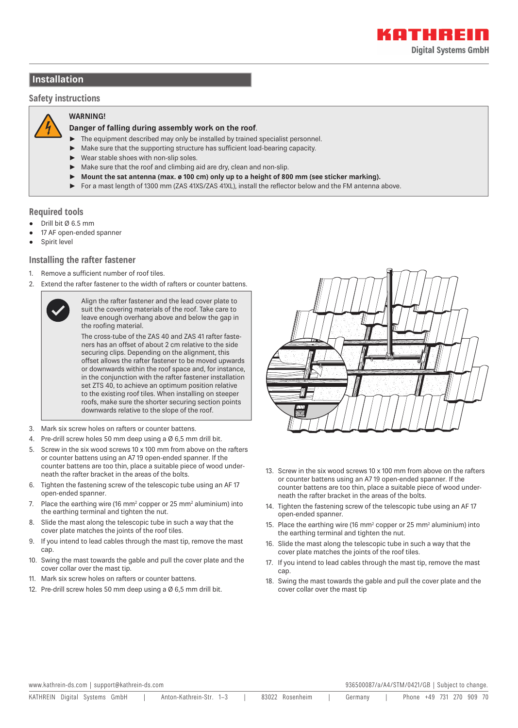## Installation

### Safety instructions

**WARNING!**

**Danger of falling during assembly work on the roof**.

- The equipment described may only be installed by trained specialist personnel.
- Make sure that the supporting structure has sufficient load-bearing capacity.
- Wear stable shoes with non-slip soles.
- Make sure that the roof and climbing aid are dry, clean and non-slip.
- **Mount the sat antenna (max. ø 100 cm) only up to a height of 800 mm (see sticker marking).**
- For a mast length of 1300 mm (ZAS 41XS/ZAS 41XL), install the reflector below and the FM antenna above.

### Required tools

- Drill bit Ø 6.5 mm
- 17 AF open-ended spanner
- Spirit level

### Installing the rafter fastener

1. Remove a sufficient number of roof tiles.
2. Extend the rafter fastener to the width of rafters or counter battens.

> Align the rafter fastener and the lead cover plate to suit the covering materials of the roof. Take care to leave enough overhang above and below the gap in the roofing material.
>
> The cross-tube of the ZAS 40 and ZAS 41 rafter fasteners has an offset of about 2 cm relative to the side securing clips. Depending on the alignment, this offset allows the rafter fastener to be moved upwards or downwards within the roof space and, for instance, in the conjunction with the rafter fastener installation set ZTS 40, to achieve an optimum position relative to the existing roof tiles. When installing on steeper roofs, make sure the shorter securing section points downwards relative to the slope of the roof.

3. Mark six screw holes on rafters or counter battens.
4. Pre-drill screw holes 50 mm deep using a Ø 6,5 mm drill bit.
5. Screw in the six wood screws 10 x 100 mm from above on the rafters or counter battens using an A7 19 open-ended spanner. If the counter battens are too thin, place a suitable piece of wood underneath the rafter bracket in the areas of the bolts.
6. Tighten the fastening screw of the telescopic tube using an AF 17 open-ended spanner.
7. Place the earthing wire (16 mm² copper or 25 mm² aluminium) into the earthing terminal and tighten the nut.
8. Slide the mast along the telescopic tube in such a way that the cover plate matches the joints of the roof tiles.
9. If you intend to lead cables through the mast tip, remove the mast cap.
10. Swing the mast towards the gable and pull the cover plate and the cover collar over the mast tip.
11. Mark six screw holes on rafters or counter battens.
12. Pre-drill screw holes 50 mm deep using a Ø 6,5 mm drill bit.
13. Screw in the six wood screws 10 x 100 mm from above on the rafters or counter battens using an A7 19 open-ended spanner. If the counter battens are too thin, place a suitable piece of wood underneath the rafter bracket in the areas of the bolts.
14. Tighten the fastening screw of the telescopic tube using an AF 17 open-ended spanner.
15. Place the earthing wire (16 mm² copper or 25 mm² aluminium) into the earthing terminal and tighten the nut.
16. Slide the mast along the telescopic tube in such a way that the cover plate matches the joints of the roof tiles.
17. If you intend to lead cables through the mast tip, remove the mast cap.
18. Swing the mast towards the gable and pull the cover plate and the cover collar over the mast tip

www.kathrein-ds.com | support@kathrein-ds.com

936500087/a/A4/STM/0421/GB | Subject to change.

KATHREIN Digital Systems GmbH | Anton-Kathrein-Str. 1–3 | 83022 Rosenheim | Germany | Phone +49 731 270 909 70